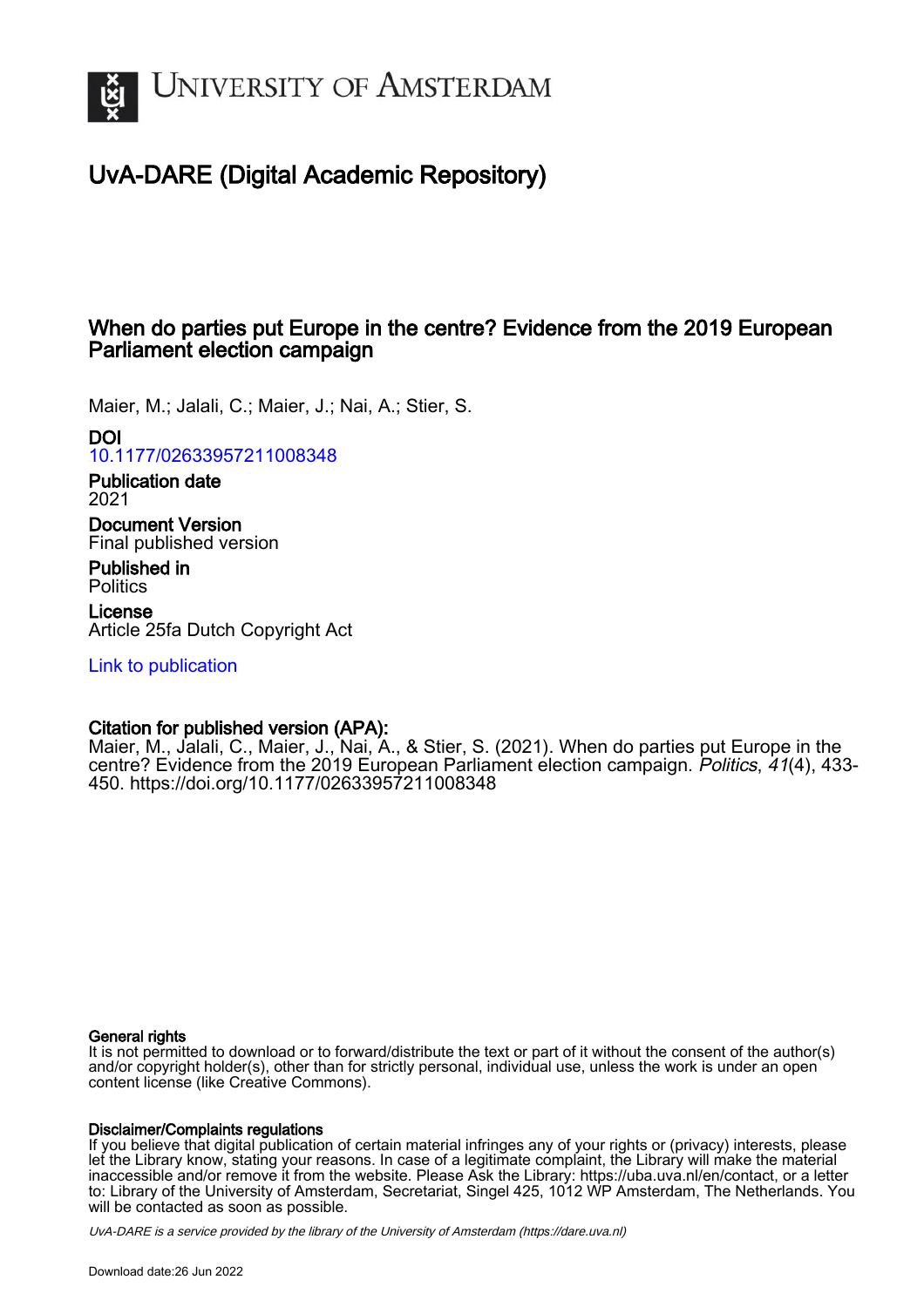# University of Amsterdam

## UvA-DARE (Digital Academic Repository)

### When do parties put Europe in the centre? Evidence from the 2019 European Parliament election campaign

Maier, M.; Jalali, C.; Maier, J.; Nai, A.; Stier, S.

**DOI**
10.1177/02633957211008348

**Publication date**
2021

**Document Version**
Final published version

**Published in**
Politics

**License**
Article 25fa Dutch Copyright Act

Link to publication

**Citation for published version (APA):**
Maier, M., Jalali, C., Maier, J., Nai, A., & Stier, S. (2021). When do parties put Europe in the centre? Evidence from the 2019 European Parliament election campaign. *Politics*, *41*(4), 433-450. https://doi.org/10.1177/02633957211008348

**General rights**
It is not permitted to download or to forward/distribute the text or part of it without the consent of the author(s) and/or copyright holder(s), other than for strictly personal, individual use, unless the work is under an open content license (like Creative Commons).

**Disclaimer/Complaints regulations**
If you believe that digital publication of certain material infringes any of your rights or (privacy) interests, please let the Library know, stating your reasons. In case of a legitimate complaint, the Library will make the material inaccessible and/or remove it from the website. Please Ask the Library: https://uba.uva.nl/en/contact, or a letter to: Library of the University of Amsterdam, Secretariat, Singel 425, 1012 WP Amsterdam, The Netherlands. You will be contacted as soon as possible.

*UvA-DARE is a service provided by the library of the University of Amsterdam (https://dare.uva.nl)*

Download date:26 Jun 2022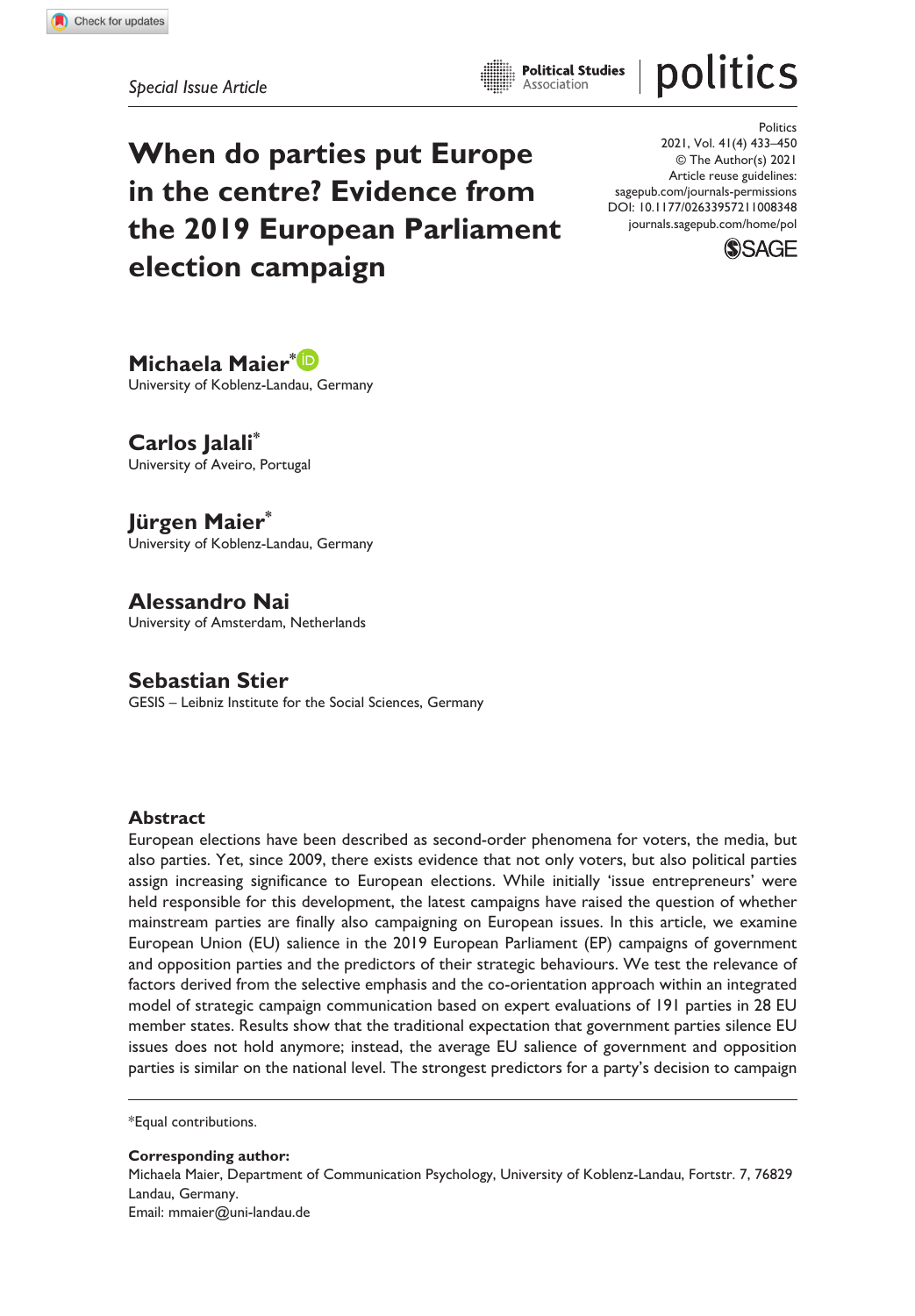Special Issue Article

# When do parties put Europe in the centre? Evidence from the 2019 European Parliament election campaign

Politics
2021, Vol. 41(4) 433–450
© The Author(s) 2021
Article reuse guidelines:
sagepub.com/journals-permissions
DOI: 10.1177/02633957211008348
journals.sagepub.com/home/pol

**Michaela Maier***
University of Koblenz-Landau, Germany

**Carlos Jalali***
University of Aveiro, Portugal

**Jürgen Maier***
University of Koblenz-Landau, Germany

**Alessandro Nai**
University of Amsterdam, Netherlands

**Sebastian Stier**
GESIS – Leibniz Institute for the Social Sciences, Germany

## Abstract

European elections have been described as second-order phenomena for voters, the media, but also parties. Yet, since 2009, there exists evidence that not only voters, but also political parties assign increasing significance to European elections. While initially 'issue entrepreneurs' were held responsible for this development, the latest campaigns have raised the question of whether mainstream parties are finally also campaigning on European issues. In this article, we examine European Union (EU) salience in the 2019 European Parliament (EP) campaigns of government and opposition parties and the predictors of their strategic behaviours. We test the relevance of factors derived from the selective emphasis and the co-orientation approach within an integrated model of strategic campaign communication based on expert evaluations of 191 parties in 28 EU member states. Results show that the traditional expectation that government parties silence EU issues does not hold anymore; instead, the average EU salience of government and opposition parties is similar on the national level. The strongest predictors for a party's decision to campaign

*Equal contributions.

**Corresponding author:**
Michaela Maier, Department of Communication Psychology, University of Koblenz-Landau, Fortstr. 7, 76829 Landau, Germany.
Email: mmaier@uni-landau.de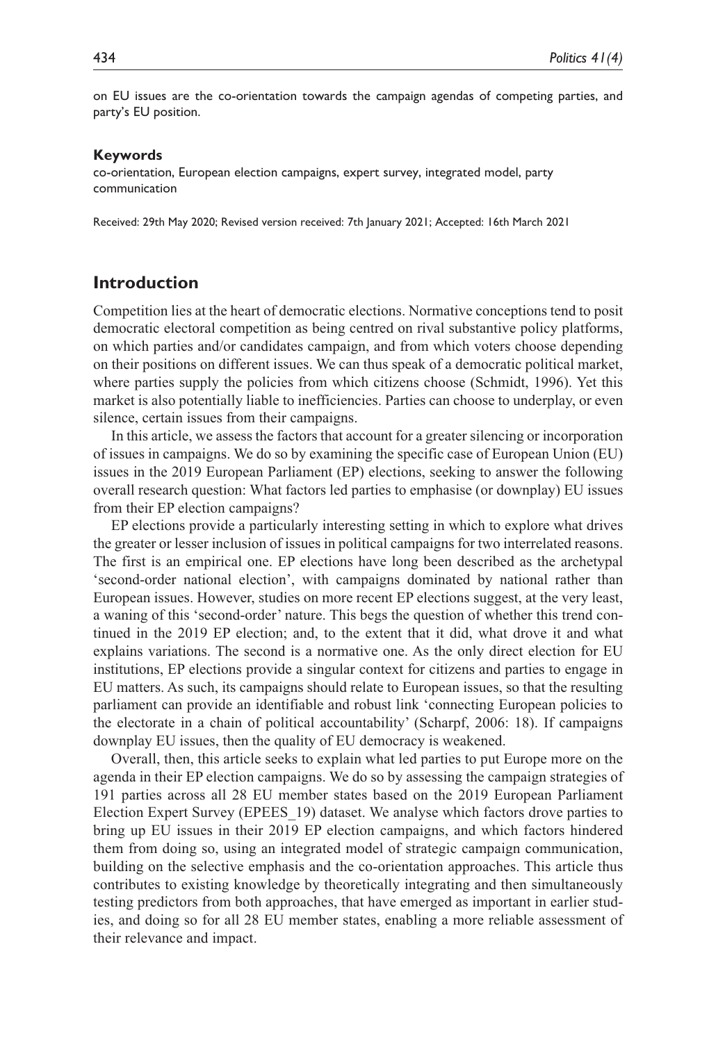on EU issues are the co-orientation towards the campaign agendas of competing parties, and party's EU position.

#### Keywords

co-orientation, European election campaigns, expert survey, integrated model, party communication

Received: 29th May 2020; Revised version received: 7th January 2021; Accepted: 16th March 2021

## Introduction

Competition lies at the heart of democratic elections. Normative conceptions tend to posit democratic electoral competition as being centred on rival substantive policy platforms, on which parties and/or candidates campaign, and from which voters choose depending on their positions on different issues. We can thus speak of a democratic political market, where parties supply the policies from which citizens choose (Schmidt, 1996). Yet this market is also potentially liable to inefficiencies. Parties can choose to underplay, or even silence, certain issues from their campaigns.

In this article, we assess the factors that account for a greater silencing or incorporation of issues in campaigns. We do so by examining the specific case of European Union (EU) issues in the 2019 European Parliament (EP) elections, seeking to answer the following overall research question: What factors led parties to emphasise (or downplay) EU issues from their EP election campaigns?

EP elections provide a particularly interesting setting in which to explore what drives the greater or lesser inclusion of issues in political campaigns for two interrelated reasons. The first is an empirical one. EP elections have long been described as the archetypal 'second-order national election', with campaigns dominated by national rather than European issues. However, studies on more recent EP elections suggest, at the very least, a waning of this 'second-order' nature. This begs the question of whether this trend continued in the 2019 EP election; and, to the extent that it did, what drove it and what explains variations. The second is a normative one. As the only direct election for EU institutions, EP elections provide a singular context for citizens and parties to engage in EU matters. As such, its campaigns should relate to European issues, so that the resulting parliament can provide an identifiable and robust link 'connecting European policies to the electorate in a chain of political accountability' (Scharpf, 2006: 18). If campaigns downplay EU issues, then the quality of EU democracy is weakened.

Overall, then, this article seeks to explain what led parties to put Europe more on the agenda in their EP election campaigns. We do so by assessing the campaign strategies of 191 parties across all 28 EU member states based on the 2019 European Parliament Election Expert Survey (EPEES_19) dataset. We analyse which factors drove parties to bring up EU issues in their 2019 EP election campaigns, and which factors hindered them from doing so, using an integrated model of strategic campaign communication, building on the selective emphasis and the co-orientation approaches. This article thus contributes to existing knowledge by theoretically integrating and then simultaneously testing predictors from both approaches, that have emerged as important in earlier studies, and doing so for all 28 EU member states, enabling a more reliable assessment of their relevance and impact.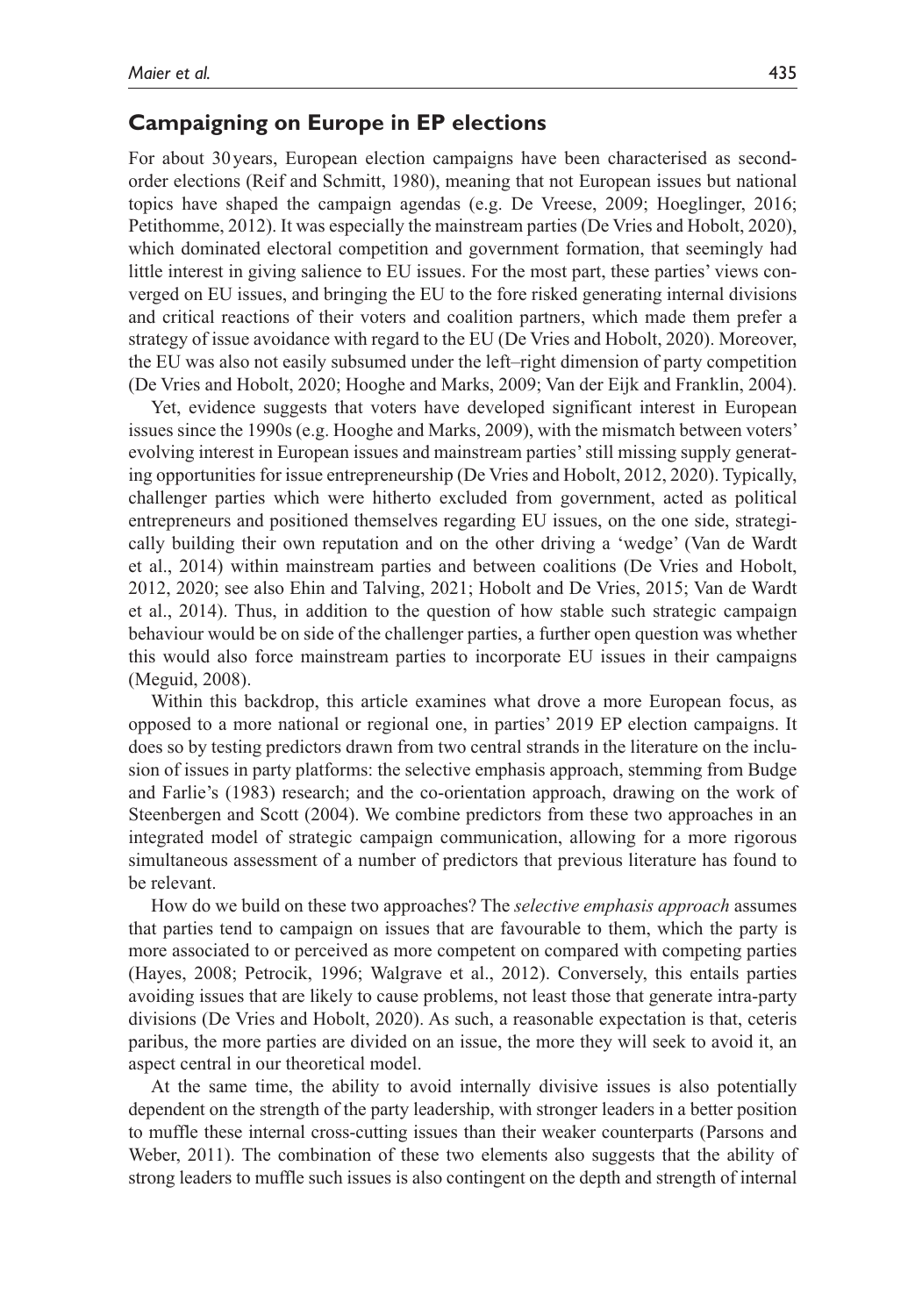## Campaigning on Europe in EP elections

For about 30 years, European election campaigns have been characterised as second-order elections (Reif and Schmitt, 1980), meaning that not European issues but national topics have shaped the campaign agendas (e.g. De Vreese, 2009; Hoeglinger, 2016; Petithomme, 2012). It was especially the mainstream parties (De Vries and Hobolt, 2020), which dominated electoral competition and government formation, that seemingly had little interest in giving salience to EU issues. For the most part, these parties' views converged on EU issues, and bringing the EU to the fore risked generating internal divisions and critical reactions of their voters and coalition partners, which made them prefer a strategy of issue avoidance with regard to the EU (De Vries and Hobolt, 2020). Moreover, the EU was also not easily subsumed under the left–right dimension of party competition (De Vries and Hobolt, 2020; Hooghe and Marks, 2009; Van der Eijk and Franklin, 2004).

Yet, evidence suggests that voters have developed significant interest in European issues since the 1990s (e.g. Hooghe and Marks, 2009), with the mismatch between voters' evolving interest in European issues and mainstream parties' still missing supply generating opportunities for issue entrepreneurship (De Vries and Hobolt, 2012, 2020). Typically, challenger parties which were hitherto excluded from government, acted as political entrepreneurs and positioned themselves regarding EU issues, on the one side, strategically building their own reputation and on the other driving a 'wedge' (Van de Wardt et al., 2014) within mainstream parties and between coalitions (De Vries and Hobolt, 2012, 2020; see also Ehin and Talving, 2021; Hobolt and De Vries, 2015; Van de Wardt et al., 2014). Thus, in addition to the question of how stable such strategic campaign behaviour would be on side of the challenger parties, a further open question was whether this would also force mainstream parties to incorporate EU issues in their campaigns (Meguid, 2008).

Within this backdrop, this article examines what drove a more European focus, as opposed to a more national or regional one, in parties' 2019 EP election campaigns. It does so by testing predictors drawn from two central strands in the literature on the inclusion of issues in party platforms: the selective emphasis approach, stemming from Budge and Farlie's (1983) research; and the co-orientation approach, drawing on the work of Steenbergen and Scott (2004). We combine predictors from these two approaches in an integrated model of strategic campaign communication, allowing for a more rigorous simultaneous assessment of a number of predictors that previous literature has found to be relevant.

How do we build on these two approaches? The *selective emphasis approach* assumes that parties tend to campaign on issues that are favourable to them, which the party is more associated to or perceived as more competent on compared with competing parties (Hayes, 2008; Petrocik, 1996; Walgrave et al., 2012). Conversely, this entails parties avoiding issues that are likely to cause problems, not least those that generate intra-party divisions (De Vries and Hobolt, 2020). As such, a reasonable expectation is that, ceteris paribus, the more parties are divided on an issue, the more they will seek to avoid it, an aspect central in our theoretical model.

At the same time, the ability to avoid internally divisive issues is also potentially dependent on the strength of the party leadership, with stronger leaders in a better position to muffle these internal cross-cutting issues than their weaker counterparts (Parsons and Weber, 2011). The combination of these two elements also suggests that the ability of strong leaders to muffle such issues is also contingent on the depth and strength of internal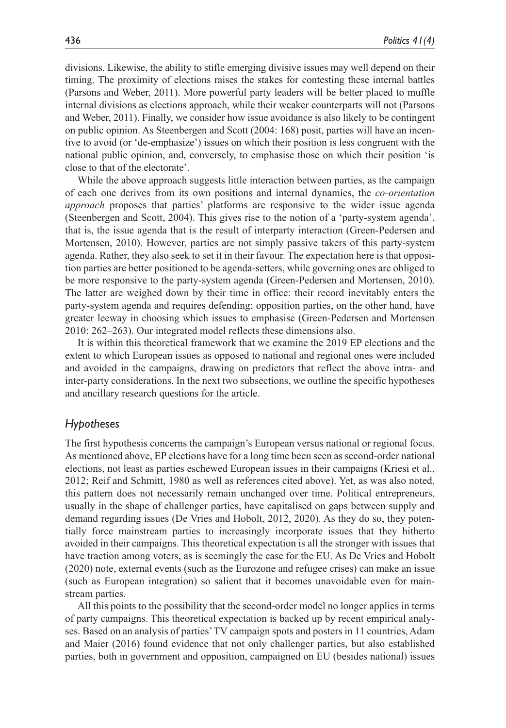divisions. Likewise, the ability to stifle emerging divisive issues may well depend on their timing. The proximity of elections raises the stakes for contesting these internal battles (Parsons and Weber, 2011). More powerful party leaders will be better placed to muffle internal divisions as elections approach, while their weaker counterparts will not (Parsons and Weber, 2011). Finally, we consider how issue avoidance is also likely to be contingent on public opinion. As Steenbergen and Scott (2004: 168) posit, parties will have an incentive to avoid (or 'de-emphasize') issues on which their position is less congruent with the national public opinion, and, conversely, to emphasise those on which their position 'is close to that of the electorate'.

While the above approach suggests little interaction between parties, as the campaign of each one derives from its own positions and internal dynamics, the *co-orientation approach* proposes that parties' platforms are responsive to the wider issue agenda (Steenbergen and Scott, 2004). This gives rise to the notion of a 'party-system agenda', that is, the issue agenda that is the result of interparty interaction (Green-Pedersen and Mortensen, 2010). However, parties are not simply passive takers of this party-system agenda. Rather, they also seek to set it in their favour. The expectation here is that opposition parties are better positioned to be agenda-setters, while governing ones are obliged to be more responsive to the party-system agenda (Green-Pedersen and Mortensen, 2010). The latter are weighed down by their time in office: their record inevitably enters the party-system agenda and requires defending; opposition parties, on the other hand, have greater leeway in choosing which issues to emphasise (Green-Pedersen and Mortensen 2010: 262–263). Our integrated model reflects these dimensions also.

It is within this theoretical framework that we examine the 2019 EP elections and the extent to which European issues as opposed to national and regional ones were included and avoided in the campaigns, drawing on predictors that reflect the above intra- and inter-party considerations. In the next two subsections, we outline the specific hypotheses and ancillary research questions for the article.

### *Hypotheses*

The first hypothesis concerns the campaign's European versus national or regional focus. As mentioned above, EP elections have for a long time been seen as second-order national elections, not least as parties eschewed European issues in their campaigns (Kriesi et al., 2012; Reif and Schmitt, 1980 as well as references cited above). Yet, as was also noted, this pattern does not necessarily remain unchanged over time. Political entrepreneurs, usually in the shape of challenger parties, have capitalised on gaps between supply and demand regarding issues (De Vries and Hobolt, 2012, 2020). As they do so, they potentially force mainstream parties to increasingly incorporate issues that they hitherto avoided in their campaigns. This theoretical expectation is all the stronger with issues that have traction among voters, as is seemingly the case for the EU. As De Vries and Hobolt (2020) note, external events (such as the Eurozone and refugee crises) can make an issue (such as European integration) so salient that it becomes unavoidable even for mainstream parties.

All this points to the possibility that the second-order model no longer applies in terms of party campaigns. This theoretical expectation is backed up by recent empirical analyses. Based on an analysis of parties' TV campaign spots and posters in 11 countries, Adam and Maier (2016) found evidence that not only challenger parties, but also established parties, both in government and opposition, campaigned on EU (besides national) issues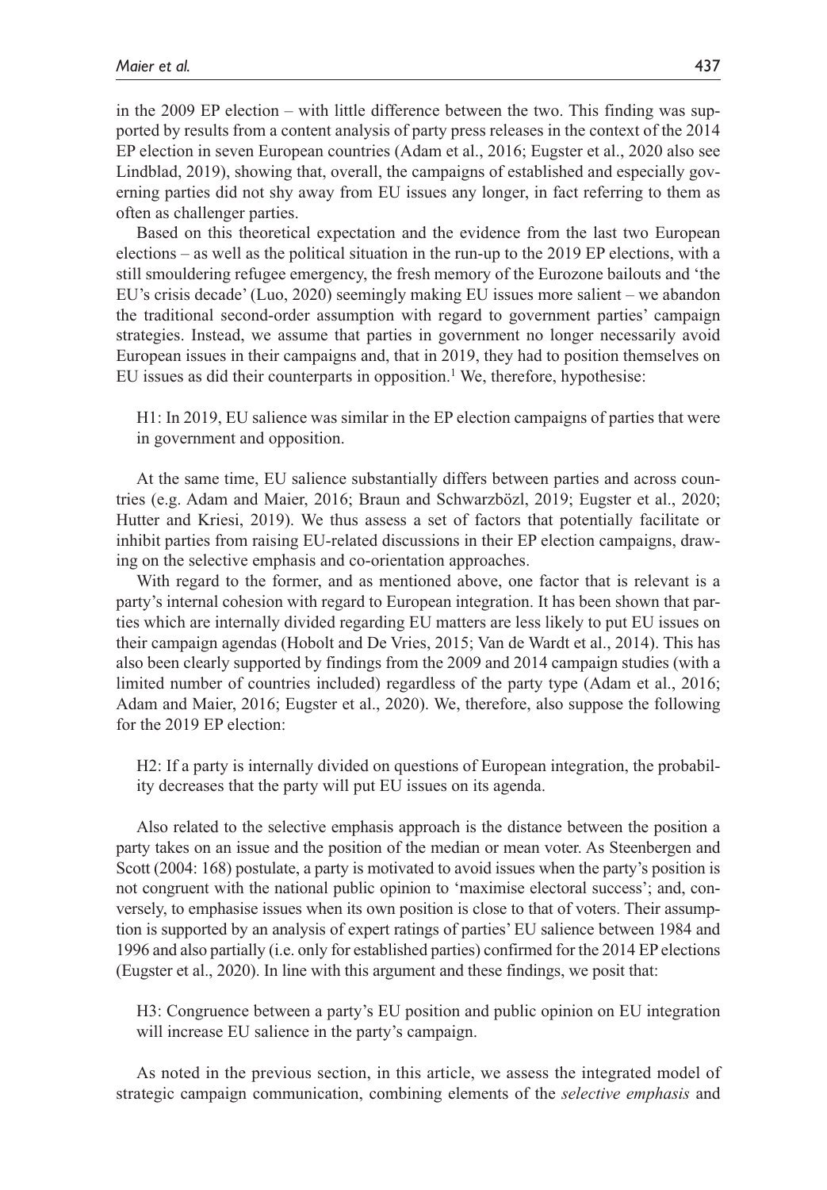in the 2009 EP election – with little difference between the two. This finding was supported by results from a content analysis of party press releases in the context of the 2014 EP election in seven European countries (Adam et al., 2016; Eugster et al., 2020 also see Lindblad, 2019), showing that, overall, the campaigns of established and especially governing parties did not shy away from EU issues any longer, in fact referring to them as often as challenger parties.

Based on this theoretical expectation and the evidence from the last two European elections – as well as the political situation in the run-up to the 2019 EP elections, with a still smouldering refugee emergency, the fresh memory of the Eurozone bailouts and 'the EU's crisis decade' (Luo, 2020) seemingly making EU issues more salient – we abandon the traditional second-order assumption with regard to government parties' campaign strategies. Instead, we assume that parties in government no longer necessarily avoid European issues in their campaigns and, that in 2019, they had to position themselves on EU issues as did their counterparts in opposition.[1] We, therefore, hypothesise:

H1: In 2019, EU salience was similar in the EP election campaigns of parties that were in government and opposition.

At the same time, EU salience substantially differs between parties and across countries (e.g. Adam and Maier, 2016; Braun and Schwarzbözl, 2019; Eugster et al., 2020; Hutter and Kriesi, 2019). We thus assess a set of factors that potentially facilitate or inhibit parties from raising EU-related discussions in their EP election campaigns, drawing on the selective emphasis and co-orientation approaches.

With regard to the former, and as mentioned above, one factor that is relevant is a party's internal cohesion with regard to European integration. It has been shown that parties which are internally divided regarding EU matters are less likely to put EU issues on their campaign agendas (Hobolt and De Vries, 2015; Van de Wardt et al., 2014). This has also been clearly supported by findings from the 2009 and 2014 campaign studies (with a limited number of countries included) regardless of the party type (Adam et al., 2016; Adam and Maier, 2016; Eugster et al., 2020). We, therefore, also suppose the following for the 2019 EP election:

H2: If a party is internally divided on questions of European integration, the probability decreases that the party will put EU issues on its agenda.

Also related to the selective emphasis approach is the distance between the position a party takes on an issue and the position of the median or mean voter. As Steenbergen and Scott (2004: 168) postulate, a party is motivated to avoid issues when the party's position is not congruent with the national public opinion to 'maximise electoral success'; and, conversely, to emphasise issues when its own position is close to that of voters. Their assumption is supported by an analysis of expert ratings of parties' EU salience between 1984 and 1996 and also partially (i.e. only for established parties) confirmed for the 2014 EP elections (Eugster et al., 2020). In line with this argument and these findings, we posit that:

H3: Congruence between a party's EU position and public opinion on EU integration will increase EU salience in the party's campaign.

As noted in the previous section, in this article, we assess the integrated model of strategic campaign communication, combining elements of the *selective emphasis* and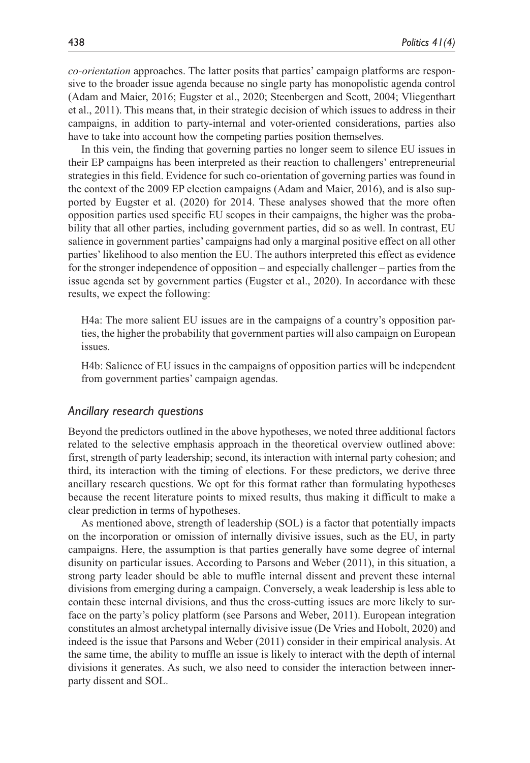*co-orientation* approaches. The latter posits that parties' campaign platforms are responsive to the broader issue agenda because no single party has monopolistic agenda control (Adam and Maier, 2016; Eugster et al., 2020; Steenbergen and Scott, 2004; Vliegenthart et al., 2011). This means that, in their strategic decision of which issues to address in their campaigns, in addition to party-internal and voter-oriented considerations, parties also have to take into account how the competing parties position themselves.

In this vein, the finding that governing parties no longer seem to silence EU issues in their EP campaigns has been interpreted as their reaction to challengers' entrepreneurial strategies in this field. Evidence for such co-orientation of governing parties was found in the context of the 2009 EP election campaigns (Adam and Maier, 2016), and is also supported by Eugster et al. (2020) for 2014. These analyses showed that the more often opposition parties used specific EU scopes in their campaigns, the higher was the probability that all other parties, including government parties, did so as well. In contrast, EU salience in government parties' campaigns had only a marginal positive effect on all other parties' likelihood to also mention the EU. The authors interpreted this effect as evidence for the stronger independence of opposition – and especially challenger – parties from the issue agenda set by government parties (Eugster et al., 2020). In accordance with these results, we expect the following:

H4a: The more salient EU issues are in the campaigns of a country's opposition parties, the higher the probability that government parties will also campaign on European issues.

H4b: Salience of EU issues in the campaigns of opposition parties will be independent from government parties' campaign agendas.

### *Ancillary research questions*

Beyond the predictors outlined in the above hypotheses, we noted three additional factors related to the selective emphasis approach in the theoretical overview outlined above: first, strength of party leadership; second, its interaction with internal party cohesion; and third, its interaction with the timing of elections. For these predictors, we derive three ancillary research questions. We opt for this format rather than formulating hypotheses because the recent literature points to mixed results, thus making it difficult to make a clear prediction in terms of hypotheses.

As mentioned above, strength of leadership (SOL) is a factor that potentially impacts on the incorporation or omission of internally divisive issues, such as the EU, in party campaigns. Here, the assumption is that parties generally have some degree of internal disunity on particular issues. According to Parsons and Weber (2011), in this situation, a strong party leader should be able to muffle internal dissent and prevent these internal divisions from emerging during a campaign. Conversely, a weak leadership is less able to contain these internal divisions, and thus the cross-cutting issues are more likely to surface on the party's policy platform (see Parsons and Weber, 2011). European integration constitutes an almost archetypal internally divisive issue (De Vries and Hobolt, 2020) and indeed is the issue that Parsons and Weber (2011) consider in their empirical analysis. At the same time, the ability to muffle an issue is likely to interact with the depth of internal divisions it generates. As such, we also need to consider the interaction between inner-party dissent and SOL.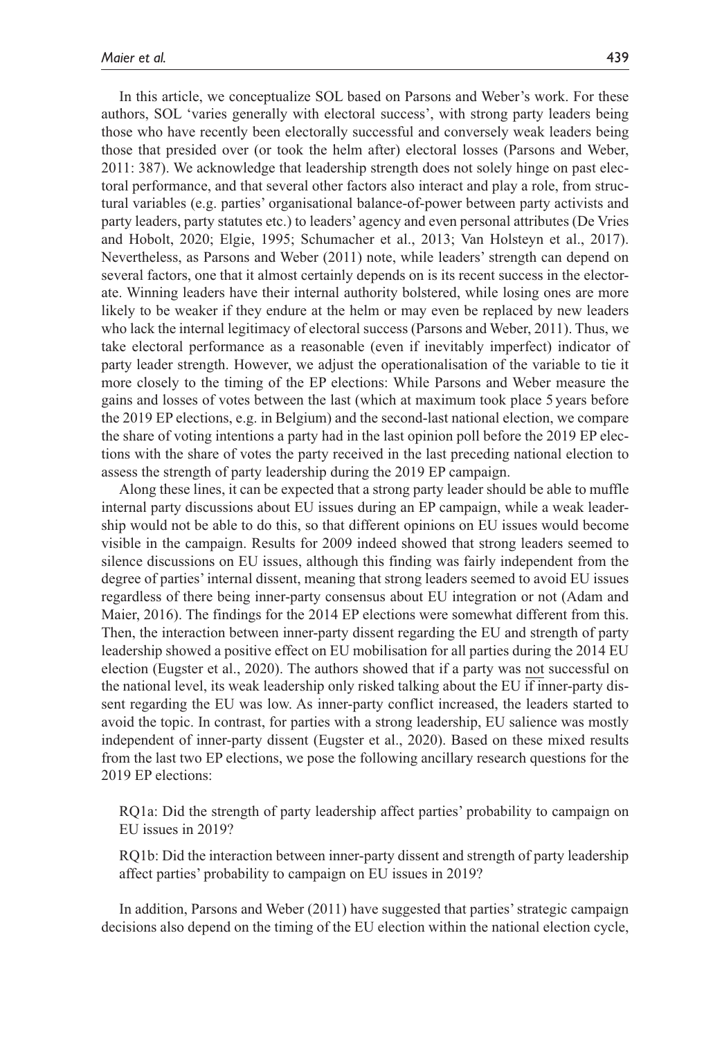In this article, we conceptualize SOL based on Parsons and Weber's work. For these authors, SOL 'varies generally with electoral success', with strong party leaders being those who have recently been electorally successful and conversely weak leaders being those that presided over (or took the helm after) electoral losses (Parsons and Weber, 2011: 387). We acknowledge that leadership strength does not solely hinge on past electoral performance, and that several other factors also interact and play a role, from structural variables (e.g. parties' organisational balance-of-power between party activists and party leaders, party statutes etc.) to leaders' agency and even personal attributes (De Vries and Hobolt, 2020; Elgie, 1995; Schumacher et al., 2013; Van Holsteyn et al., 2017). Nevertheless, as Parsons and Weber (2011) note, while leaders' strength can depend on several factors, one that it almost certainly depends on is its recent success in the electorate. Winning leaders have their internal authority bolstered, while losing ones are more likely to be weaker if they endure at the helm or may even be replaced by new leaders who lack the internal legitimacy of electoral success (Parsons and Weber, 2011). Thus, we take electoral performance as a reasonable (even if inevitably imperfect) indicator of party leader strength. However, we adjust the operationalisation of the variable to tie it more closely to the timing of the EP elections: While Parsons and Weber measure the gains and losses of votes between the last (which at maximum took place 5 years before the 2019 EP elections, e.g. in Belgium) and the second-last national election, we compare the share of voting intentions a party had in the last opinion poll before the 2019 EP elections with the share of votes the party received in the last preceding national election to assess the strength of party leadership during the 2019 EP campaign.

Along these lines, it can be expected that a strong party leader should be able to muffle internal party discussions about EU issues during an EP campaign, while a weak leadership would not be able to do this, so that different opinions on EU issues would become visible in the campaign. Results for 2009 indeed showed that strong leaders seemed to silence discussions on EU issues, although this finding was fairly independent from the degree of parties' internal dissent, meaning that strong leaders seemed to avoid EU issues regardless of there being inner-party consensus about EU integration or not (Adam and Maier, 2016). The findings for the 2014 EP elections were somewhat different from this. Then, the interaction between inner-party dissent regarding the EU and strength of party leadership showed a positive effect on EU mobilisation for all parties during the 2014 EU election (Eugster et al., 2020). The authors showed that if a party was <u>not</u> successful on the national level, its weak leadership only risked talking about the EU <u>if</u> inner-party dissent regarding the EU was low. As inner-party conflict increased, the leaders started to avoid the topic. In contrast, for parties with a strong leadership, EU salience was mostly independent of inner-party dissent (Eugster et al., 2020). Based on these mixed results from the last two EP elections, we pose the following ancillary research questions for the 2019 EP elections:

RQ1a: Did the strength of party leadership affect parties' probability to campaign on EU issues in 2019?

RQ1b: Did the interaction between inner-party dissent and strength of party leadership affect parties' probability to campaign on EU issues in 2019?

In addition, Parsons and Weber (2011) have suggested that parties' strategic campaign decisions also depend on the timing of the EU election within the national election cycle,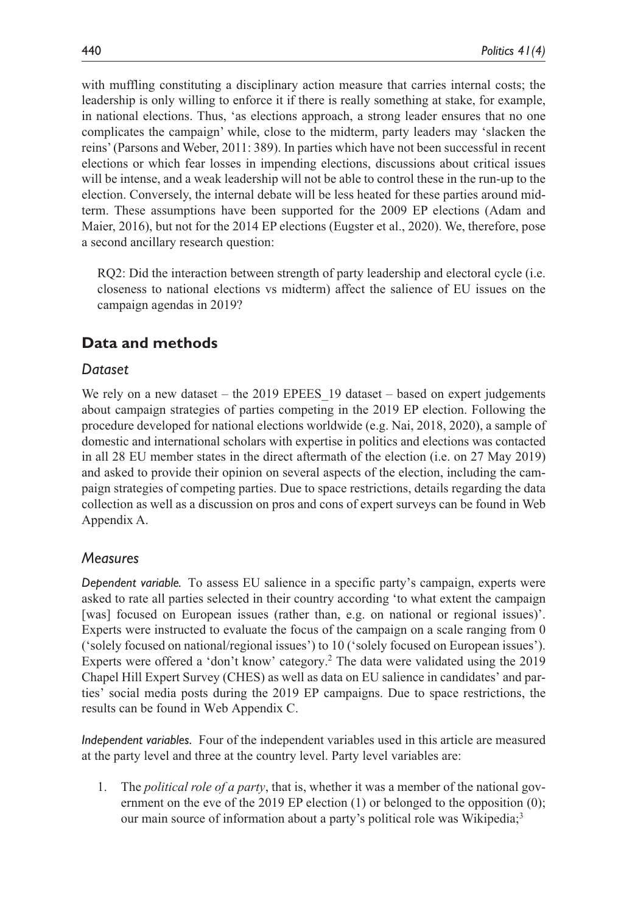with muffling constituting a disciplinary action measure that carries internal costs; the leadership is only willing to enforce it if there is really something at stake, for example, in national elections. Thus, 'as elections approach, a strong leader ensures that no one complicates the campaign' while, close to the midterm, party leaders may 'slacken the reins' (Parsons and Weber, 2011: 389). In parties which have not been successful in recent elections or which fear losses in impending elections, discussions about critical issues will be intense, and a weak leadership will not be able to control these in the run-up to the election. Conversely, the internal debate will be less heated for these parties around midterm. These assumptions have been supported for the 2009 EP elections (Adam and Maier, 2016), but not for the 2014 EP elections (Eugster et al., 2020). We, therefore, pose a second ancillary research question:

> RQ2: Did the interaction between strength of party leadership and electoral cycle (i.e. closeness to national elections vs midterm) affect the salience of EU issues on the campaign agendas in 2019?

## Data and methods

### Dataset

We rely on a new dataset – the 2019 EPEES_19 dataset – based on expert judgements about campaign strategies of parties competing in the 2019 EP election. Following the procedure developed for national elections worldwide (e.g. Nai, 2018, 2020), a sample of domestic and international scholars with expertise in politics and elections was contacted in all 28 EU member states in the direct aftermath of the election (i.e. on 27 May 2019) and asked to provide their opinion on several aspects of the election, including the campaign strategies of competing parties. Due to space restrictions, details regarding the data collection as well as a discussion on pros and cons of expert surveys can be found in Web Appendix A.

### Measures

*Dependent variable.* To assess EU salience in a specific party's campaign, experts were asked to rate all parties selected in their country according 'to what extent the campaign [was] focused on European issues (rather than, e.g. on national or regional issues)'. Experts were instructed to evaluate the focus of the campaign on a scale ranging from 0 ('solely focused on national/regional issues') to 10 ('solely focused on European issues'). Experts were offered a 'don't know' category.[2] The data were validated using the 2019 Chapel Hill Expert Survey (CHES) as well as data on EU salience in candidates' and parties' social media posts during the 2019 EP campaigns. Due to space restrictions, the results can be found in Web Appendix C.

*Independent variables.* Four of the independent variables used in this article are measured at the party level and three at the country level. Party level variables are:

1. The *political role of a party*, that is, whether it was a member of the national government on the eve of the 2019 EP election (1) or belonged to the opposition (0); our main source of information about a party's political role was Wikipedia;[3]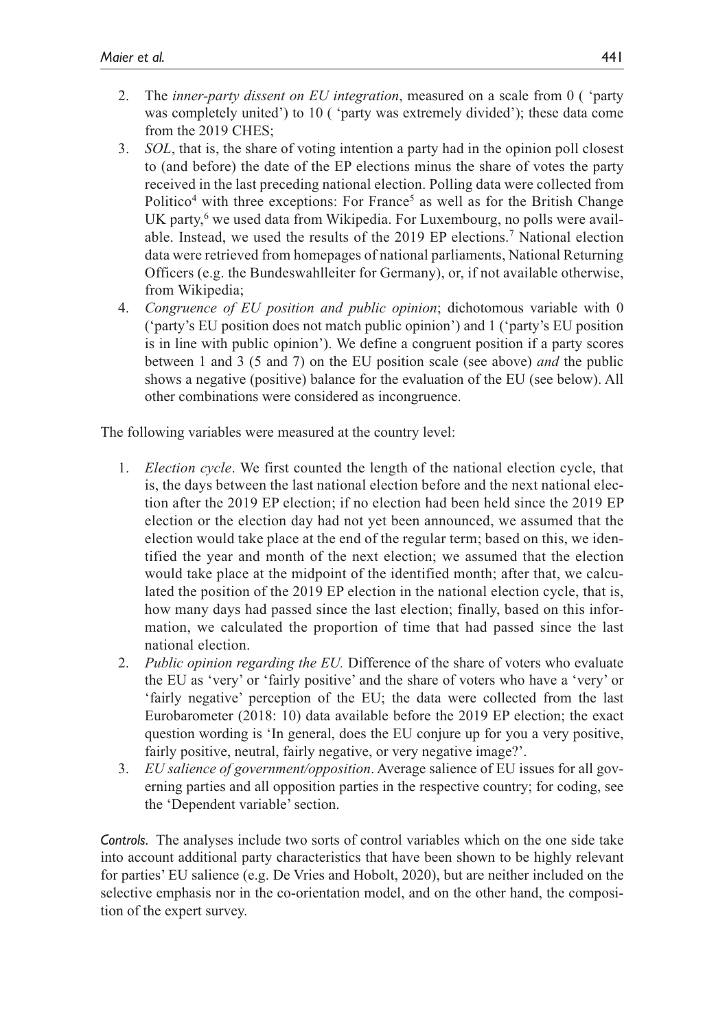2. The *inner-party dissent on EU integration*, measured on a scale from 0 ( 'party was completely united') to 10 ( 'party was extremely divided'); these data come from the 2019 CHES;
3. *SOL*, that is, the share of voting intention a party had in the opinion poll closest to (and before) the date of the EP elections minus the share of votes the party received in the last preceding national election. Polling data were collected from Politico[4] with three exceptions: For France[5] as well as for the British Change UK party,[6] we used data from Wikipedia. For Luxembourg, no polls were available. Instead, we used the results of the 2019 EP elections.[7] National election data were retrieved from homepages of national parliaments, National Returning Officers (e.g. the Bundeswahlleiter for Germany), or, if not available otherwise, from Wikipedia;
4. *Congruence of EU position and public opinion*; dichotomous variable with 0 ('party's EU position does not match public opinion') and 1 ('party's EU position is in line with public opinion'). We define a congruent position if a party scores between 1 and 3 (5 and 7) on the EU position scale (see above) *and* the public shows a negative (positive) balance for the evaluation of the EU (see below). All other combinations were considered as incongruence.

The following variables were measured at the country level:

1. *Election cycle*. We first counted the length of the national election cycle, that is, the days between the last national election before and the next national election after the 2019 EP election; if no election had been held since the 2019 EP election or the election day had not yet been announced, we assumed that the election would take place at the end of the regular term; based on this, we identified the year and month of the next election; we assumed that the election would take place at the midpoint of the identified month; after that, we calculated the position of the 2019 EP election in the national election cycle, that is, how many days had passed since the last election; finally, based on this information, we calculated the proportion of time that had passed since the last national election.
2. *Public opinion regarding the EU.* Difference of the share of voters who evaluate the EU as 'very' or 'fairly positive' and the share of voters who have a 'very' or 'fairly negative' perception of the EU; the data were collected from the last Eurobarometer (2018: 10) data available before the 2019 EP election; the exact question wording is 'In general, does the EU conjure up for you a very positive, fairly positive, neutral, fairly negative, or very negative image?'.
3. *EU salience of government/opposition*. Average salience of EU issues for all governing parties and all opposition parties in the respective country; for coding, see the 'Dependent variable' section.

*Controls.* The analyses include two sorts of control variables which on the one side take into account additional party characteristics that have been shown to be highly relevant for parties' EU salience (e.g. De Vries and Hobolt, 2020), but are neither included on the selective emphasis nor in the co-orientation model, and on the other hand, the composition of the expert survey.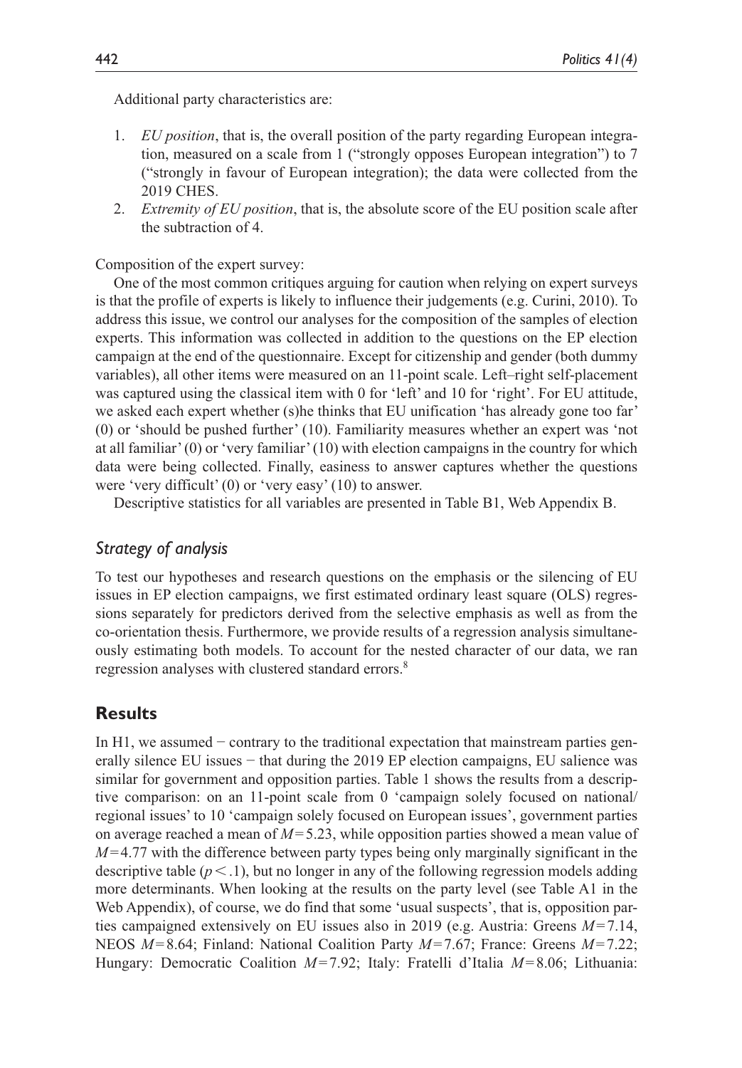Additional party characteristics are:

1. *EU position*, that is, the overall position of the party regarding European integration, measured on a scale from 1 ("strongly opposes European integration") to 7 ("strongly in favour of European integration); the data were collected from the 2019 CHES.
2. *Extremity of EU position*, that is, the absolute score of the EU position scale after the subtraction of 4.

Composition of the expert survey:

One of the most common critiques arguing for caution when relying on expert surveys is that the profile of experts is likely to influence their judgements (e.g. Curini, 2010). To address this issue, we control our analyses for the composition of the samples of election experts. This information was collected in addition to the questions on the EP election campaign at the end of the questionnaire. Except for citizenship and gender (both dummy variables), all other items were measured on an 11-point scale. Left–right self-placement was captured using the classical item with 0 for 'left' and 10 for 'right'. For EU attitude, we asked each expert whether (s)he thinks that EU unification 'has already gone too far' (0) or 'should be pushed further' (10). Familiarity measures whether an expert was 'not at all familiar' (0) or 'very familiar' (10) with election campaigns in the country for which data were being collected. Finally, easiness to answer captures whether the questions were 'very difficult' (0) or 'very easy' (10) to answer.

Descriptive statistics for all variables are presented in Table B1, Web Appendix B.

### *Strategy of analysis*

To test our hypotheses and research questions on the emphasis or the silencing of EU issues in EP election campaigns, we first estimated ordinary least square (OLS) regressions separately for predictors derived from the selective emphasis as well as from the co-orientation thesis. Furthermore, we provide results of a regression analysis simultaneously estimating both models. To account for the nested character of our data, we ran regression analyses with clustered standard errors.[8]

## **Results**

In H1, we assumed − contrary to the traditional expectation that mainstream parties generally silence EU issues − that during the 2019 EP election campaigns, EU salience was similar for government and opposition parties. Table 1 shows the results from a descriptive comparison: on an 11-point scale from 0 'campaign solely focused on national/regional issues' to 10 'campaign solely focused on European issues', government parties on average reached a mean of $M = 5.23$, while opposition parties showed a mean value of $M = 4.77$ with the difference between party types being only marginally significant in the descriptive table ($p < .1$), but no longer in any of the following regression models adding more determinants. When looking at the results on the party level (see Table A1 in the Web Appendix), of course, we do find that some 'usual suspects', that is, opposition parties campaigned extensively on EU issues also in 2019 (e.g. Austria: Greens $M = 7.14$, NEOS $M = 8.64$; Finland: National Coalition Party $M = 7.67$; France: Greens $M = 7.22$; Hungary: Democratic Coalition $M = 7.92$; Italy: Fratelli d'Italia $M = 8.06$; Lithuania: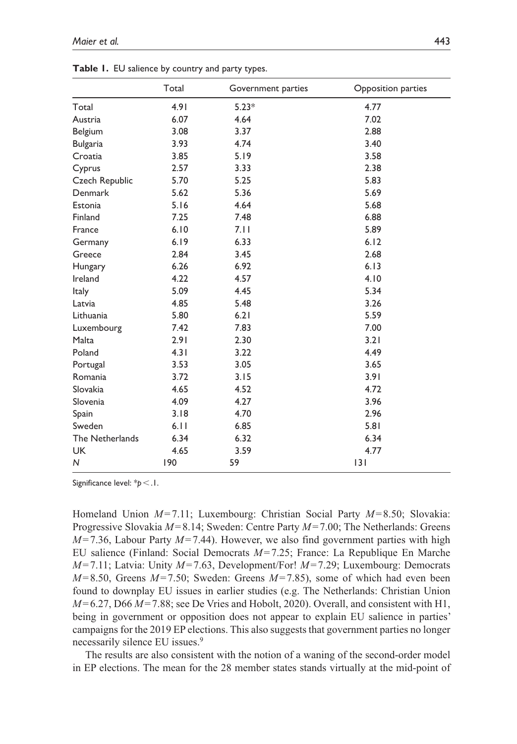**Table 1.** EU salience by country and party types.

| | Total | Government parties | Opposition parties |
|---|---|---|---|
| Total | 4.91 | 5.23* | 4.77 |
| Austria | 6.07 | 4.64 | 7.02 |
| Belgium | 3.08 | 3.37 | 2.88 |
| Bulgaria | 3.93 | 4.74 | 3.40 |
| Croatia | 3.85 | 5.19 | 3.58 |
| Cyprus | 2.57 | 3.33 | 2.38 |
| Czech Republic | 5.70 | 5.25 | 5.83 |
| Denmark | 5.62 | 5.36 | 5.69 |
| Estonia | 5.16 | 4.64 | 5.68 |
| Finland | 7.25 | 7.48 | 6.88 |
| France | 6.10 | 7.11 | 5.89 |
| Germany | 6.19 | 6.33 | 6.12 |
| Greece | 2.84 | 3.45 | 2.68 |
| Hungary | 6.26 | 6.92 | 6.13 |
| Ireland | 4.22 | 4.57 | 4.10 |
| Italy | 5.09 | 4.45 | 5.34 |
| Latvia | 4.85 | 5.48 | 3.26 |
| Lithuania | 5.80 | 6.21 | 5.59 |
| Luxembourg | 7.42 | 7.83 | 7.00 |
| Malta | 2.91 | 2.30 | 3.21 |
| Poland | 4.31 | 3.22 | 4.49 |
| Portugal | 3.53 | 3.05 | 3.65 |
| Romania | 3.72 | 3.15 | 3.91 |
| Slovakia | 4.65 | 4.52 | 4.72 |
| Slovenia | 4.09 | 4.27 | 3.96 |
| Spain | 3.18 | 4.70 | 2.96 |
| Sweden | 6.11 | 6.85 | 5.81 |
| The Netherlands | 6.34 | 6.32 | 6.34 |
| UK | 4.65 | 3.59 | 4.77 |
| *N* | 190 | 59 | 131 |

Significance level: $^{*}p < .1$.

Homeland Union $M = 7.11$; Luxembourg: Christian Social Party $M = 8.50$; Slovakia: Progressive Slovakia $M = 8.14$; Sweden: Centre Party $M = 7.00$; The Netherlands: Greens $M = 7.36$, Labour Party $M = 7.44$). However, we also find government parties with high EU salience (Finland: Social Democrats $M = 7.25$; France: La Republique En Marche $M = 7.11$; Latvia: Unity $M = 7.63$, Development/For! $M = 7.29$; Luxembourg: Democrats $M = 8.50$, Greens $M = 7.50$; Sweden: Greens $M = 7.85$), some of which had even been found to downplay EU issues in earlier studies (e.g. The Netherlands: Christian Union $M = 6.27$, D66 $M = 7.88$; see De Vries and Hobolt, 2020). Overall, and consistent with H1, being in government or opposition does not appear to explain EU salience in parties' campaigns for the 2019 EP elections. This also suggests that government parties no longer necessarily silence EU issues.[9]

The results are also consistent with the notion of a waning of the second-order model in EP elections. The mean for the 28 member states stands virtually at the mid-point of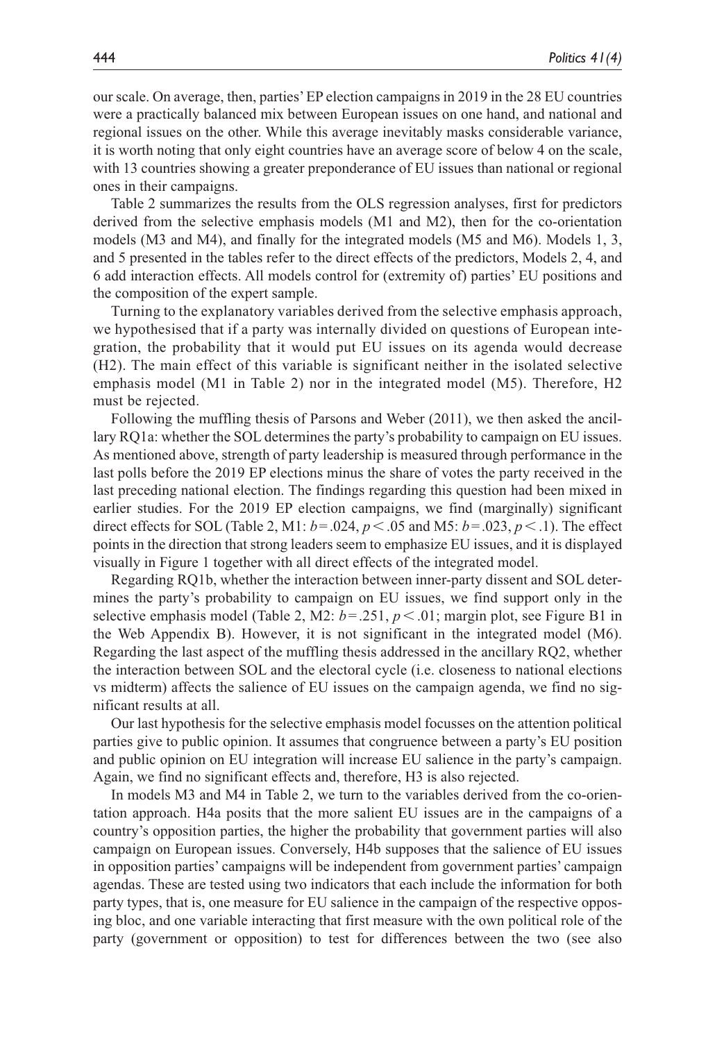our scale. On average, then, parties' EP election campaigns in 2019 in the 28 EU countries were a practically balanced mix between European issues on one hand, and national and regional issues on the other. While this average inevitably masks considerable variance, it is worth noting that only eight countries have an average score of below 4 on the scale, with 13 countries showing a greater preponderance of EU issues than national or regional ones in their campaigns.

Table 2 summarizes the results from the OLS regression analyses, first for predictors derived from the selective emphasis models (M1 and M2), then for the co-orientation models (M3 and M4), and finally for the integrated models (M5 and M6). Models 1, 3, and 5 presented in the tables refer to the direct effects of the predictors, Models 2, 4, and 6 add interaction effects. All models control for (extremity of) parties' EU positions and the composition of the expert sample.

Turning to the explanatory variables derived from the selective emphasis approach, we hypothesised that if a party was internally divided on questions of European integration, the probability that it would put EU issues on its agenda would decrease (H2). The main effect of this variable is significant neither in the isolated selective emphasis model (M1 in Table 2) nor in the integrated model (M5). Therefore, H2 must be rejected.

Following the muffling thesis of Parsons and Weber (2011), we then asked the ancillary RQ1a: whether the SOL determines the party's probability to campaign on EU issues. As mentioned above, strength of party leadership is measured through performance in the last polls before the 2019 EP elections minus the share of votes the party received in the last preceding national election. The findings regarding this question had been mixed in earlier studies. For the 2019 EP election campaigns, we find (marginally) significant direct effects for SOL (Table 2, M1: $b = .024$, $p < .05$ and M5: $b = .023$, $p < .1$). The effect points in the direction that strong leaders seem to emphasize EU issues, and it is displayed visually in Figure 1 together with all direct effects of the integrated model.

Regarding RQ1b, whether the interaction between inner-party dissent and SOL determines the party's probability to campaign on EU issues, we find support only in the selective emphasis model (Table 2, M2: $b = .251$, $p < .01$; margin plot, see Figure B1 in the Web Appendix B). However, it is not significant in the integrated model (M6). Regarding the last aspect of the muffling thesis addressed in the ancillary RQ2, whether the interaction between SOL and the electoral cycle (i.e. closeness to national elections vs midterm) affects the salience of EU issues on the campaign agenda, we find no significant results at all.

Our last hypothesis for the selective emphasis model focusses on the attention political parties give to public opinion. It assumes that congruence between a party's EU position and public opinion on EU integration will increase EU salience in the party's campaign. Again, we find no significant effects and, therefore, H3 is also rejected.

In models M3 and M4 in Table 2, we turn to the variables derived from the co-orientation approach. H4a posits that the more salient EU issues are in the campaigns of a country's opposition parties, the higher the probability that government parties will also campaign on European issues. Conversely, H4b supposes that the salience of EU issues in opposition parties' campaigns will be independent from government parties' campaign agendas. These are tested using two indicators that each include the information for both party types, that is, one measure for EU salience in the campaign of the respective opposing bloc, and one variable interacting that first measure with the own political role of the party (government or opposition) to test for differences between the two (see also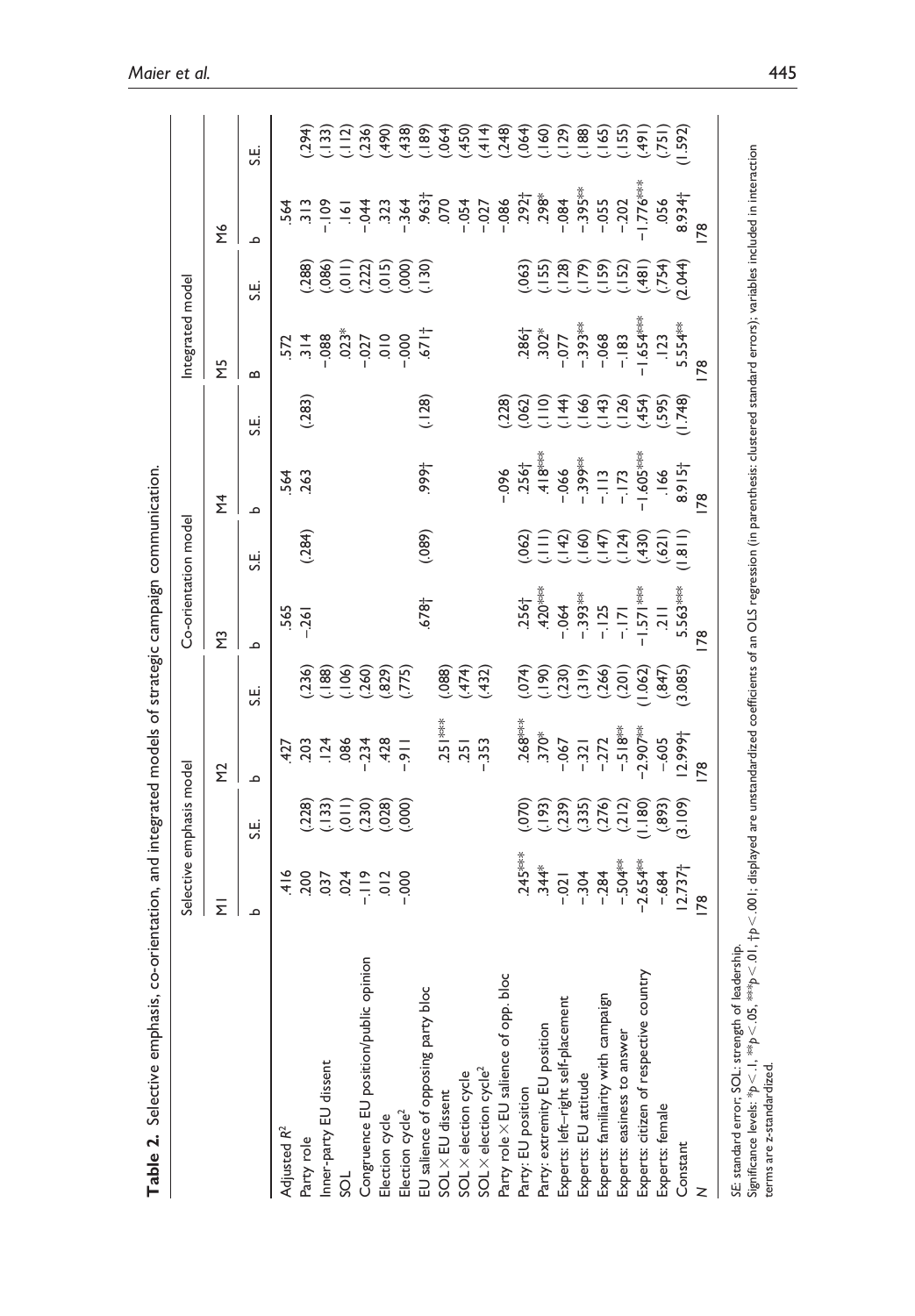**Table 2.** Selective emphasis, co-orientation, and integrated models of strategic campaign communication.

| | Selective emphasis model | | | | Co-orientation model | | | | Integrated model | | | |
|---|---|---|---|---|---|---|---|---|---|---|---|---|
| | M1 | | M2 | | M3 | | M4 | | M5 | | M6 | |
| | b | S.E. | b | S.E. | b | S.E. | b | S.E. | B | S.E. | b | S.E. |
| Adjusted $R^2$ | .416 | | .427 | | .565 | | .564 | | .572 | | .564 | |
| Party role | .200 | (.228) | .203 | (.236) | -.261 | (.284) | .263 | (.283) | .314 | (.288) | .313 | (.294) |
| Inner-party EU dissent | .037 | (.133) | .124 | (.188) | | | | | -.088 | (.086) | -.109 | (.133) |
| SOL | .024 | (.011) | .086 | (.106) | | | | | .023* | (.011) | .161 | (.112) |
| Congruence EU position/public opinion | -.119 | (.230) | -.234 | (.260) | | | | | -.027 | (.222) | -.044 | (.236) |
| Election cycle | .012 | (.028) | .428 | (.829) | | | | | .010 | (.015) | .323 | (.490) |
| Election cycle² | -.000 | (.000) | -.911 | (.775) | | | | | -.000 | (.000) | -.364 | (.438) |
| EU salience of opposing party bloc | | | | | .678† | (.089) | .999† | (.128) | .671† | (.130) | .963† | (.189) |
| SOL × EU dissent | | | .251*** | (.088) | | | | | | | .070 | (.064) |
| SOL × election cycle | | | .251 | (.474) | | | | | | | -.054 | (.450) |
| SOL × election cycle² | | | -.353 | (.432) | | | | | | | -.027 | (.414) |
| Party role × EU salience of opp. bloc | | | | | | | -.096 | (.228) | | | -.086 | (.248) |
| Party: EU position | .245*** | (.070) | .268*** | (.074) | .256† | (.062) | .256† | (.062) | .286† | (.063) | .292† | (.064) |
| Party: extremity EU position | .344* | (.193) | .370* | (.190) | .420*** | (.111) | .418*** | (.110) | .302* | (.155) | .298* | (.160) |
| Experts: left–right self-placement | -.021 | (.239) | -.067 | (.230) | -.064 | (.142) | -.066 | (.144) | -.077 | (.128) | -.084 | (.129) |
| Experts: EU attitude | -.304 | (.335) | -.321 | (.319) | -.393** | (.160) | -.399** | (.166) | -.393** | (.179) | -.395** | (.188) |
| Experts: familiarity with campaign | -.284 | (.276) | -.272 | (.266) | -.125 | (.147) | -.113 | (.143) | -.068 | (.159) | -.055 | (.165) |
| Experts: easiness to answer | -.504** | (.212) | -.518** | (.201) | -.171 | (.124) | -.173 | (.126) | -.183 | (.152) | -.202 | (.155) |
| Experts: citizen of respective country | -2.654** | (1.180) | -2.907** | (1.062) | -1.571*** | (.430) | -1.605*** | (.454) | -1.654*** | (.481) | -1.776*** | (.491) |
| Experts: female | -.684 | (.893) | -.605 | (.847) | .211 | (.621) | .166 | (.595) | .123 | (.754) | .056 | (.751) |
| Constant | 12.737† | (3.109) | 12.999† | (3.085) | 5.563*** | (1.811) | 8.915† | (1.748) | 5.554** | (2.044) | 8.934† | (1.592) |
| N | 178 | | 178 | | 178 | | 178 | | 178 | | 178 | |

*SE*: standard error; SOL: strength of leadership.
Significance levels: *$p < .1$, **$p < .05$, ***$p < .01$, †$p < .001$; displayed are unstandardized coefficients of an OLS regression (in parenthesis: clustered standard errors); variables included in interaction terms are z-standardized.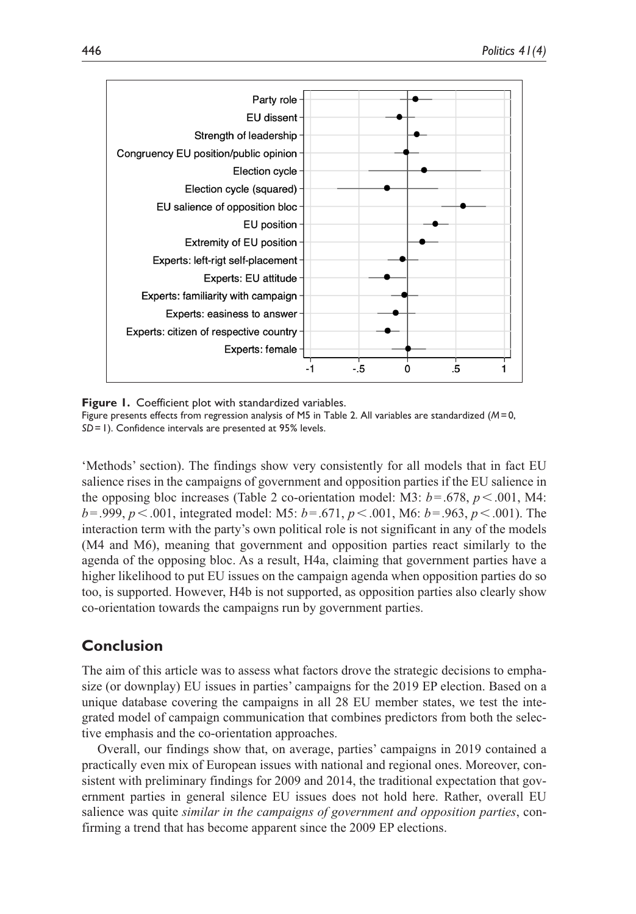**Figure 1.** Coefficient plot with standardized variables.

Figure presents effects from regression analysis of M5 in Table 2. All variables are standardized ($M=0$, $SD=1$). Confidence intervals are presented at 95% levels.

'Methods' section). The findings show very consistently for all models that in fact EU salience rises in the campaigns of government and opposition parties if the EU salience in the opposing bloc increases (Table 2 co-orientation model: M3: $b=.678$, $p<.001$, M4: $b=.999$, $p<.001$, integrated model: M5: $b=.671$, $p<.001$, M6: $b=.963$, $p<.001$). The interaction term with the party's own political role is not significant in any of the models (M4 and M6), meaning that government and opposition parties react similarly to the agenda of the opposing bloc. As a result, H4a, claiming that government parties have a higher likelihood to put EU issues on the campaign agenda when opposition parties do so too, is supported. However, H4b is not supported, as opposition parties also clearly show co-orientation towards the campaigns run by government parties.

## Conclusion

The aim of this article was to assess what factors drove the strategic decisions to emphasize (or downplay) EU issues in parties' campaigns for the 2019 EP election. Based on a unique database covering the campaigns in all 28 EU member states, we test the integrated model of campaign communication that combines predictors from both the selective emphasis and the co-orientation approaches.

Overall, our findings show that, on average, parties' campaigns in 2019 contained a practically even mix of European issues with national and regional ones. Moreover, consistent with preliminary findings for 2009 and 2014, the traditional expectation that government parties in general silence EU issues does not hold here. Rather, overall EU salience was quite *similar in the campaigns of government and opposition parties*, confirming a trend that has become apparent since the 2009 EP elections.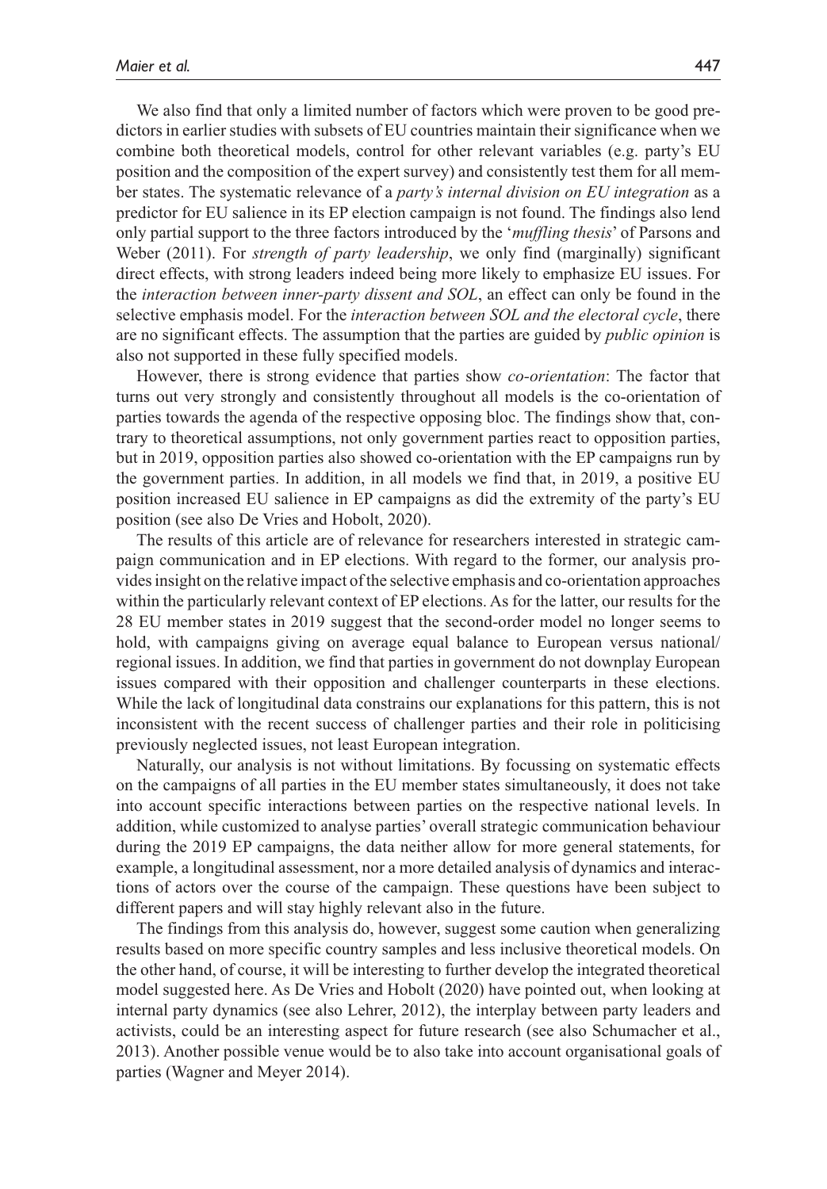We also find that only a limited number of factors which were proven to be good predictors in earlier studies with subsets of EU countries maintain their significance when we combine both theoretical models, control for other relevant variables (e.g. party's EU position and the composition of the expert survey) and consistently test them for all member states. The systematic relevance of a *party's internal division on EU integration* as a predictor for EU salience in its EP election campaign is not found. The findings also lend only partial support to the three factors introduced by the '*muffling thesis*' of Parsons and Weber (2011). For *strength of party leadership*, we only find (marginally) significant direct effects, with strong leaders indeed being more likely to emphasize EU issues. For the *interaction between inner-party dissent and SOL*, an effect can only be found in the selective emphasis model. For the *interaction between SOL and the electoral cycle*, there are no significant effects. The assumption that the parties are guided by *public opinion* is also not supported in these fully specified models.

However, there is strong evidence that parties show *co-orientation*: The factor that turns out very strongly and consistently throughout all models is the co-orientation of parties towards the agenda of the respective opposing bloc. The findings show that, contrary to theoretical assumptions, not only government parties react to opposition parties, but in 2019, opposition parties also showed co-orientation with the EP campaigns run by the government parties. In addition, in all models we find that, in 2019, a positive EU position increased EU salience in EP campaigns as did the extremity of the party's EU position (see also De Vries and Hobolt, 2020).

The results of this article are of relevance for researchers interested in strategic campaign communication and in EP elections. With regard to the former, our analysis provides insight on the relative impact of the selective emphasis and co-orientation approaches within the particularly relevant context of EP elections. As for the latter, our results for the 28 EU member states in 2019 suggest that the second-order model no longer seems to hold, with campaigns giving on average equal balance to European versus national/regional issues. In addition, we find that parties in government do not downplay European issues compared with their opposition and challenger counterparts in these elections. While the lack of longitudinal data constrains our explanations for this pattern, this is not inconsistent with the recent success of challenger parties and their role in politicising previously neglected issues, not least European integration.

Naturally, our analysis is not without limitations. By focussing on systematic effects on the campaigns of all parties in the EU member states simultaneously, it does not take into account specific interactions between parties on the respective national levels. In addition, while customized to analyse parties' overall strategic communication behaviour during the 2019 EP campaigns, the data neither allow for more general statements, for example, a longitudinal assessment, nor a more detailed analysis of dynamics and interactions of actors over the course of the campaign. These questions have been subject to different papers and will stay highly relevant also in the future.

The findings from this analysis do, however, suggest some caution when generalizing results based on more specific country samples and less inclusive theoretical models. On the other hand, of course, it will be interesting to further develop the integrated theoretical model suggested here. As De Vries and Hobolt (2020) have pointed out, when looking at internal party dynamics (see also Lehrer, 2012), the interplay between party leaders and activists, could be an interesting aspect for future research (see also Schumacher et al., 2013). Another possible venue would be to also take into account organisational goals of parties (Wagner and Meyer 2014).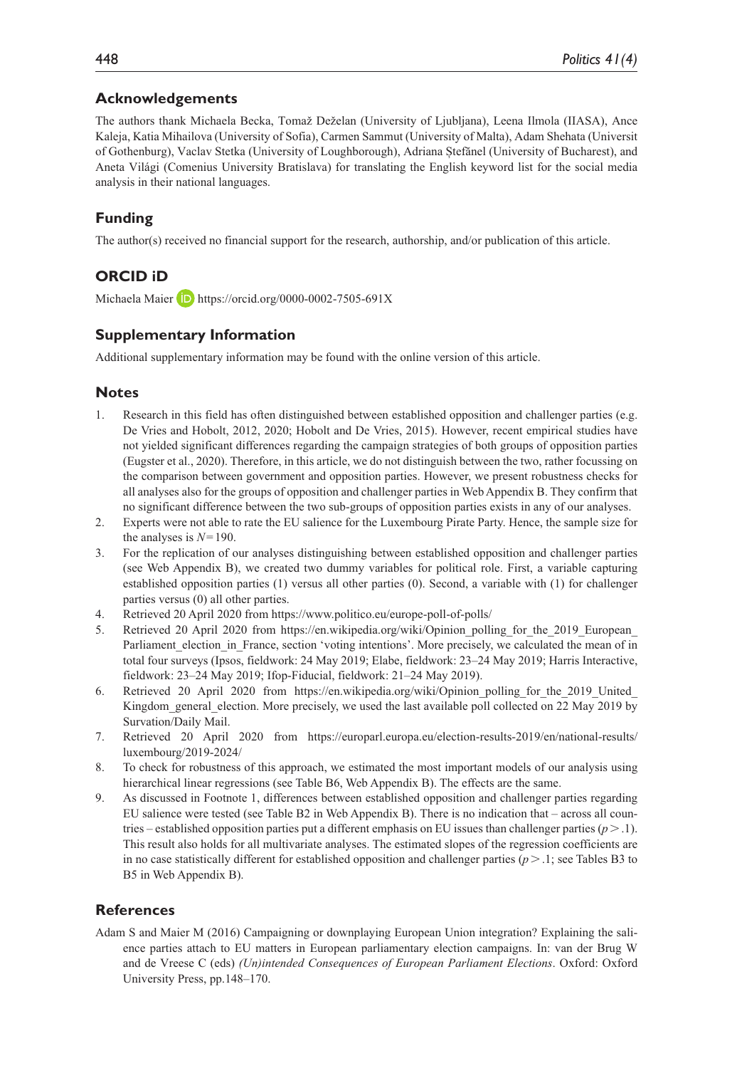## Acknowledgements

The authors thank Michaela Becka, Tomaž Deželan (University of Ljubljana), Leena Ilmola (IIASA), Ance Kaleja, Katia Mihailova (University of Sofia), Carmen Sammut (University of Malta), Adam Shehata (Universit of Gothenburg), Vaclav Stetka (University of Loughborough), Adriana Ștefănel (University of Bucharest), and Aneta Világi (Comenius University Bratislava) for translating the English keyword list for the social media analysis in their national languages.

## Funding

The author(s) received no financial support for the research, authorship, and/or publication of this article.

## ORCID iD

Michaela Maier https://orcid.org/0000-0002-7505-691X

## Supplementary Information

Additional supplementary information may be found with the online version of this article.

## Notes

1. Research in this field has often distinguished between established opposition and challenger parties (e.g. De Vries and Hobolt, 2012, 2020; Hobolt and De Vries, 2015). However, recent empirical studies have not yielded significant differences regarding the campaign strategies of both groups of opposition parties (Eugster et al., 2020). Therefore, in this article, we do not distinguish between the two, rather focussing on the comparison between government and opposition parties. However, we present robustness checks for all analyses also for the groups of opposition and challenger parties in Web Appendix B. They confirm that no significant difference between the two sub-groups of opposition parties exists in any of our analyses.
2. Experts were not able to rate the EU salience for the Luxembourg Pirate Party. Hence, the sample size for the analyses is $N=190$.
3. For the replication of our analyses distinguishing between established opposition and challenger parties (see Web Appendix B), we created two dummy variables for political role. First, a variable capturing established opposition parties (1) versus all other parties (0). Second, a variable with (1) for challenger parties versus (0) all other parties.
4. Retrieved 20 April 2020 from https://www.politico.eu/europe-poll-of-polls/
5. Retrieved 20 April 2020 from https://en.wikipedia.org/wiki/Opinion_polling_for_the_2019_European_Parliament_election_in_France, section 'voting intentions'. More precisely, we calculated the mean of in total four surveys (Ipsos, fieldwork: 24 May 2019; Elabe, fieldwork: 23–24 May 2019; Harris Interactive, fieldwork: 23–24 May 2019; Ifop-Fiducial, fieldwork: 21–24 May 2019).
6. Retrieved 20 April 2020 from https://en.wikipedia.org/wiki/Opinion_polling_for_the_2019_United_Kingdom_general_election. More precisely, we used the last available poll collected on 22 May 2019 by Survation/Daily Mail.
7. Retrieved 20 April 2020 from https://europarl.europa.eu/election-results-2019/en/national-results/luxembourg/2019-2024/
8. To check for robustness of this approach, we estimated the most important models of our analysis using hierarchical linear regressions (see Table B6, Web Appendix B). The effects are the same.
9. As discussed in Footnote 1, differences between established opposition and challenger parties regarding EU salience were tested (see Table B2 in Web Appendix B). There is no indication that – across all countries – established opposition parties put a different emphasis on EU issues than challenger parties ($p>.1$). This result also holds for all multivariate analyses. The estimated slopes of the regression coefficients are in no case statistically different for established opposition and challenger parties ($p>.1$; see Tables B3 to B5 in Web Appendix B).

## References

Adam S and Maier M (2016) Campaigning or downplaying European Union integration? Explaining the salience parties attach to EU matters in European parliamentary election campaigns. In: van der Brug W and de Vreese C (eds) *(Un)intended Consequences of European Parliament Elections*. Oxford: Oxford University Press, pp.148–170.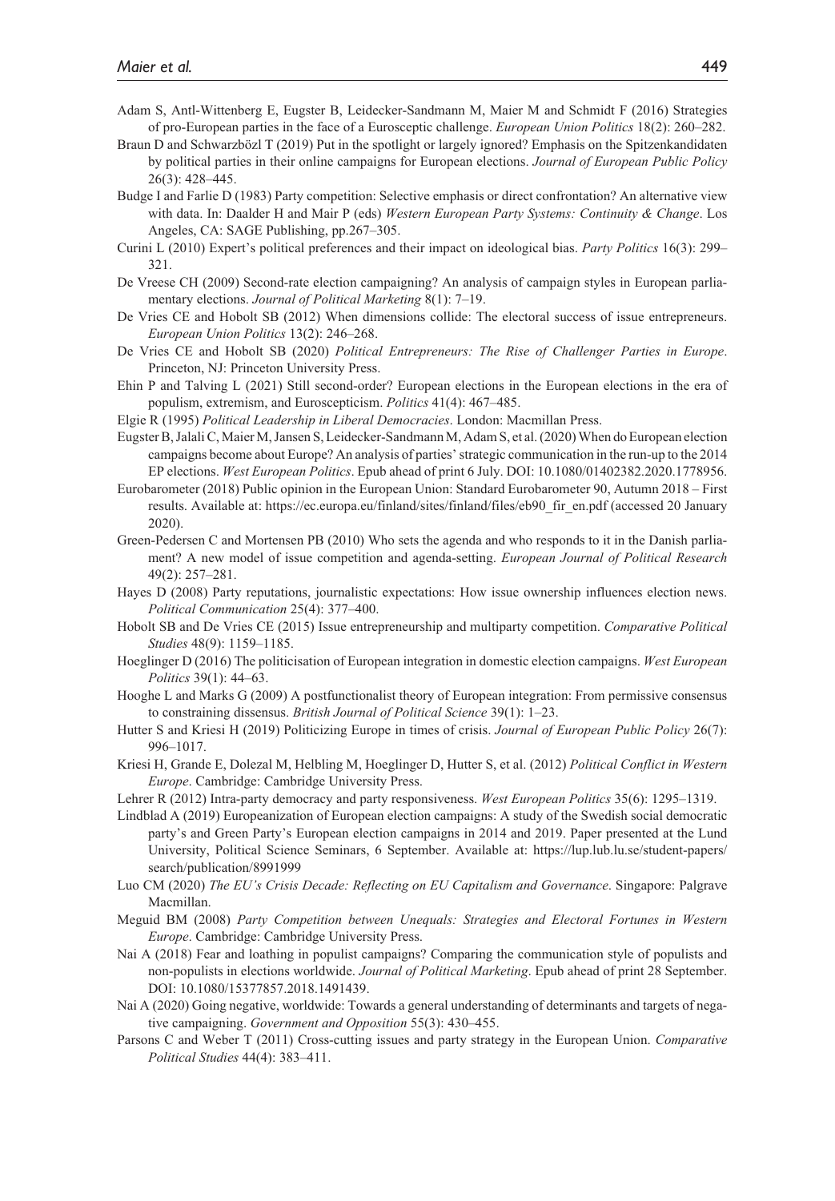Adam S, Antl-Wittenberg E, Eugster B, Leidecker-Sandmann M, Maier M and Schmidt F (2016) Strategies of pro-European parties in the face of a Eurosceptic challenge. *European Union Politics* 18(2): 260–282.

Braun D and Schwarzbözl T (2019) Put in the spotlight or largely ignored? Emphasis on the Spitzenkandidaten by political parties in their online campaigns for European elections. *Journal of European Public Policy* 26(3): 428–445.

Budge I and Farlie D (1983) Party competition: Selective emphasis or direct confrontation? An alternative view with data. In: Daalder H and Mair P (eds) *Western European Party Systems: Continuity & Change*. Los Angeles, CA: SAGE Publishing, pp.267–305.

Curini L (2010) Expert's political preferences and their impact on ideological bias. *Party Politics* 16(3): 299–321.

De Vreese CH (2009) Second-rate election campaigning? An analysis of campaign styles in European parliamentary elections. *Journal of Political Marketing* 8(1): 7–19.

De Vries CE and Hobolt SB (2012) When dimensions collide: The electoral success of issue entrepreneurs. *European Union Politics* 13(2): 246–268.

De Vries CE and Hobolt SB (2020) *Political Entrepreneurs: The Rise of Challenger Parties in Europe*. Princeton, NJ: Princeton University Press.

Ehin P and Talving L (2021) Still second-order? European elections in the European elections in the era of populism, extremism, and Euroscepticism. *Politics* 41(4): 467–485.

Elgie R (1995) *Political Leadership in Liberal Democracies*. London: Macmillan Press.

Eugster B, Jalali C, Maier M, Jansen S, Leidecker-Sandmann M, Adam S, et al. (2020) When do European election campaigns become about Europe? An analysis of parties' strategic communication in the run-up to the 2014 EP elections. *West European Politics*. Epub ahead of print 6 July. DOI: 10.1080/01402382.2020.1778956.

Eurobarometer (2018) Public opinion in the European Union: Standard Eurobarometer 90, Autumn 2018 – First results. Available at: https://ec.europa.eu/finland/sites/finland/files/eb90_fir_en.pdf (accessed 20 January 2020).

Green-Pedersen C and Mortensen PB (2010) Who sets the agenda and who responds to it in the Danish parliament? A new model of issue competition and agenda-setting. *European Journal of Political Research* 49(2): 257–281.

Hayes D (2008) Party reputations, journalistic expectations: How issue ownership influences election news. *Political Communication* 25(4): 377–400.

Hobolt SB and De Vries CE (2015) Issue entrepreneurship and multiparty competition. *Comparative Political Studies* 48(9): 1159–1185.

Hoeglinger D (2016) The politicisation of European integration in domestic election campaigns. *West European Politics* 39(1): 44–63.

Hooghe L and Marks G (2009) A postfunctionalist theory of European integration: From permissive consensus to constraining dissensus. *British Journal of Political Science* 39(1): 1–23.

Hutter S and Kriesi H (2019) Politicizing Europe in times of crisis. *Journal of European Public Policy* 26(7): 996–1017.

Kriesi H, Grande E, Dolezal M, Helbling M, Hoeglinger D, Hutter S, et al. (2012) *Political Conflict in Western Europe*. Cambridge: Cambridge University Press.

Lehrer R (2012) Intra-party democracy and party responsiveness. *West European Politics* 35(6): 1295–1319.

Lindblad A (2019) Europeanization of European election campaigns: A study of the Swedish social democratic party's and Green Party's European election campaigns in 2014 and 2019. Paper presented at the Lund University, Political Science Seminars, 6 September. Available at: https://lup.lub.lu.se/student-papers/search/publication/8991999

Luo CM (2020) *The EU's Crisis Decade: Reflecting on EU Capitalism and Governance*. Singapore: Palgrave Macmillan.

Meguid BM (2008) *Party Competition between Unequals: Strategies and Electoral Fortunes in Western Europe*. Cambridge: Cambridge University Press.

Nai A (2018) Fear and loathing in populist campaigns? Comparing the communication style of populists and non-populists in elections worldwide. *Journal of Political Marketing*. Epub ahead of print 28 September. DOI: 10.1080/15377857.2018.1491439.

Nai A (2020) Going negative, worldwide: Towards a general understanding of determinants and targets of negative campaigning. *Government and Opposition* 55(3): 430–455.

Parsons C and Weber T (2011) Cross-cutting issues and party strategy in the European Union. *Comparative Political Studies* 44(4): 383–411.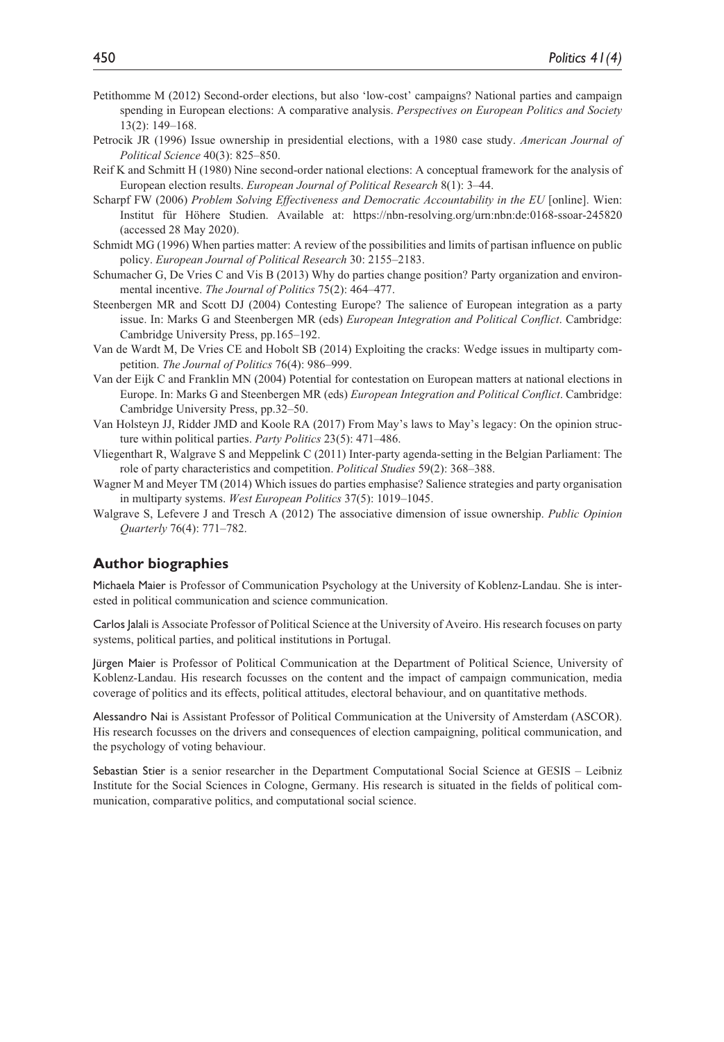Petithomme M (2012) Second-order elections, but also 'low-cost' campaigns? National parties and campaign spending in European elections: A comparative analysis. *Perspectives on European Politics and Society* 13(2): 149–168.

Petrocik JR (1996) Issue ownership in presidential elections, with a 1980 case study. *American Journal of Political Science* 40(3): 825–850.

Reif K and Schmitt H (1980) Nine second-order national elections: A conceptual framework for the analysis of European election results. *European Journal of Political Research* 8(1): 3–44.

Scharpf FW (2006) *Problem Solving Effectiveness and Democratic Accountability in the EU* [online]. Wien: Institut für Höhere Studien. Available at: https://nbn-resolving.org/urn:nbn:de:0168-ssoar-245820 (accessed 28 May 2020).

Schmidt MG (1996) When parties matter: A review of the possibilities and limits of partisan influence on public policy. *European Journal of Political Research* 30: 2155–2183.

Schumacher G, De Vries C and Vis B (2013) Why do parties change position? Party organization and environmental incentive. *The Journal of Politics* 75(2): 464–477.

Steenbergen MR and Scott DJ (2004) Contesting Europe? The salience of European integration as a party issue. In: Marks G and Steenbergen MR (eds) *European Integration and Political Conflict*. Cambridge: Cambridge University Press, pp.165–192.

Van de Wardt M, De Vries CE and Hobolt SB (2014) Exploiting the cracks: Wedge issues in multiparty competition. *The Journal of Politics* 76(4): 986–999.

Van der Eijk C and Franklin MN (2004) Potential for contestation on European matters at national elections in Europe. In: Marks G and Steenbergen MR (eds) *European Integration and Political Conflict*. Cambridge: Cambridge University Press, pp.32–50.

Van Holsteyn JJ, Ridder JMD and Koole RA (2017) From May's laws to May's legacy: On the opinion structure within political parties. *Party Politics* 23(5): 471–486.

Vliegenthart R, Walgrave S and Meppelink C (2011) Inter-party agenda-setting in the Belgian Parliament: The role of party characteristics and competition. *Political Studies* 59(2): 368–388.

Wagner M and Meyer TM (2014) Which issues do parties emphasise? Salience strategies and party organisation in multiparty systems. *West European Politics* 37(5): 1019–1045.

Walgrave S, Lefevere J and Tresch A (2012) The associative dimension of issue ownership. *Public Opinion Quarterly* 76(4): 771–782.

## Author biographies

Michaela Maier is Professor of Communication Psychology at the University of Koblenz-Landau. She is interested in political communication and science communication.

Carlos Jalali is Associate Professor of Political Science at the University of Aveiro. His research focuses on party systems, political parties, and political institutions in Portugal.

Jürgen Maier is Professor of Political Communication at the Department of Political Science, University of Koblenz-Landau. His research focusses on the content and the impact of campaign communication, media coverage of politics and its effects, political attitudes, electoral behaviour, and on quantitative methods.

Alessandro Nai is Assistant Professor of Political Communication at the University of Amsterdam (ASCOR). His research focusses on the drivers and consequences of election campaigning, political communication, and the psychology of voting behaviour.

Sebastian Stier is a senior researcher in the Department Computational Social Science at GESIS – Leibniz Institute for the Social Sciences in Cologne, Germany. His research is situated in the fields of political communication, comparative politics, and computational social science.